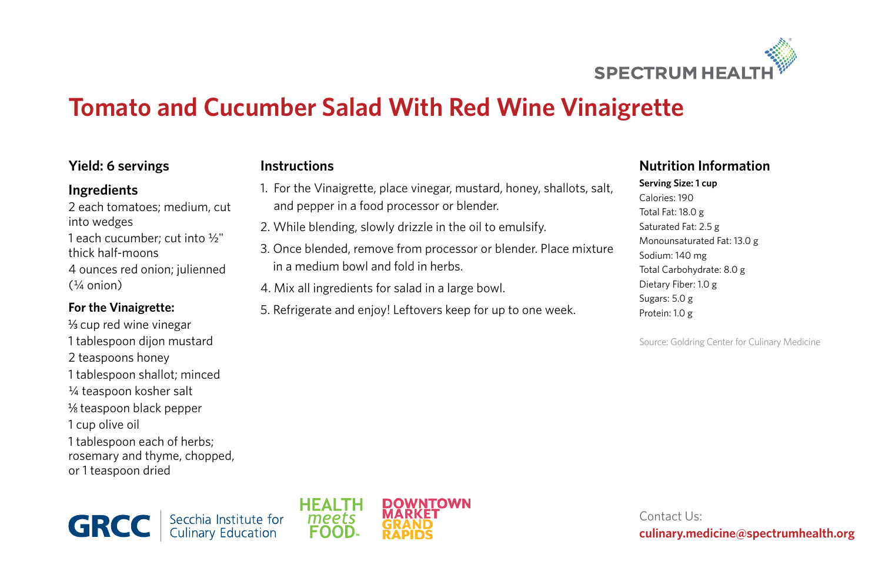SPECTRUM HEALTH

# Tomato and Cucumber Salad With Red Wine Vinaigrette

## Yield: 6 servings

## Ingredients

2 each tomatoes; medium, cut into wedges

1 each cucumber; cut into ½" thick half-moons

4 ounces red onion; julienned (¼ onion)

### For the Vinaigrette:

⅓ cup red wine vinegar

1 tablespoon dijon mustard

2 teaspoons honey

1 tablespoon shallot; minced

¼ teaspoon kosher salt

⅛ teaspoon black pepper

1 cup olive oil

1 tablespoon each of herbs; rosemary and thyme, chopped, or 1 teaspoon dried

## Instructions

1. For the Vinaigrette, place vinegar, mustard, honey, shallots, salt, and pepper in a food processor or blender.
2. While blending, slowly drizzle in the oil to emulsify.
3. Once blended, remove from processor or blender. Place mixture in a medium bowl and fold in herbs.
4. Mix all ingredients for salad in a large bowl.
5. Refrigerate and enjoy! Leftovers keep for up to one week.

## Nutrition Information

**Serving Size: 1 cup**

Calories: 190

Total Fat: 18.0 g

Saturated Fat: 2.5 g

Monounsaturated Fat: 13.0 g

Sodium: 140 mg

Total Carbohydrate: 8.0 g

Dietary Fiber: 1.0 g

Sugars: 5.0 g

Protein: 1.0 g

Source: Goldring Center for Culinary Medicine

GRCC Secchia Institute for Culinary Education

HEALTH meets FOOD

DOWNTOWN MARKET GRAND RAPIDS

Contact Us:
**culinary.medicine@spectrumhealth.org**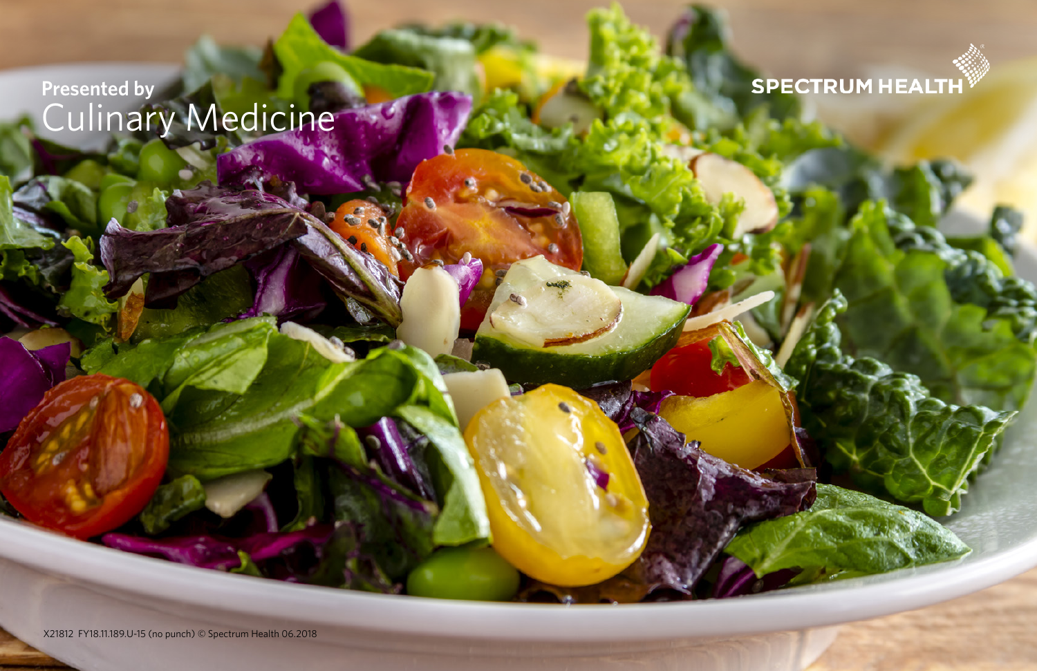Presented by
Culinary Medicine

SPECTRUM HEALTH

X21812 FY18.11.189.U-15 (no punch) © Spectrum Health 06.2018